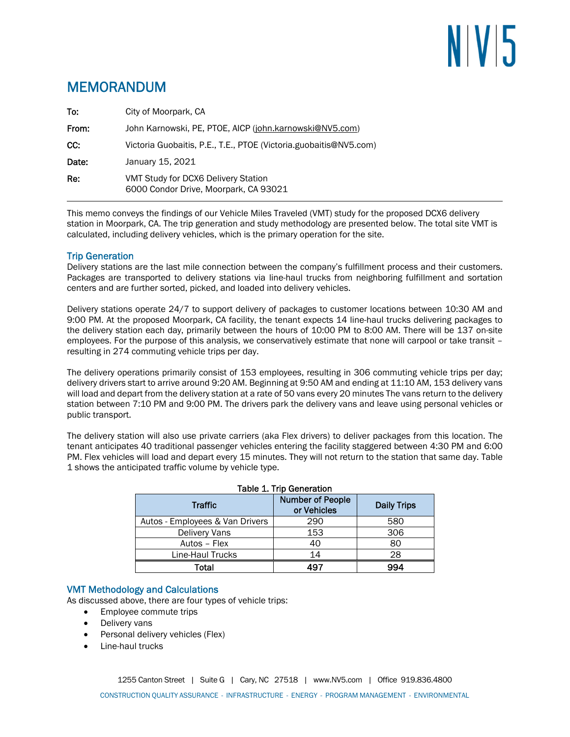# MEMORANDUM

| | |
|---|---|
| **To:** | City of Moorpark, CA |
| **From:** | John Karnowski, PE, PTOE, AICP (john.karnowski@NV5.com) |
| **CC:** | Victoria Guobaitis, P.E., T.E., PTOE (Victoria.guobaitis@NV5.com) |
| **Date:** | January 15, 2021 |
| **Re:** | VMT Study for DCX6 Delivery Station<br>6000 Condor Drive, Moorpark, CA 93021 |

This memo conveys the findings of our Vehicle Miles Traveled (VMT) study for the proposed DCX6 delivery station in Moorpark, CA. The trip generation and study methodology are presented below. The total site VMT is calculated, including delivery vehicles, which is the primary operation for the site.

## Trip Generation

Delivery stations are the last mile connection between the company's fulfillment process and their customers. Packages are transported to delivery stations via line-haul trucks from neighboring fulfillment and sortation centers and are further sorted, picked, and loaded into delivery vehicles.

Delivery stations operate 24/7 to support delivery of packages to customer locations between 10:30 AM and 9:00 PM. At the proposed Moorpark, CA facility, the tenant expects 14 line-haul trucks delivering packages to the delivery station each day, primarily between the hours of 10:00 PM to 8:00 AM. There will be 137 on-site employees. For the purpose of this analysis, we conservatively estimate that none will carpool or take transit – resulting in 274 commuting vehicle trips per day.

The delivery operations primarily consist of 153 employees, resulting in 306 commuting vehicle trips per day; delivery drivers start to arrive around 9:20 AM. Beginning at 9:50 AM and ending at 11:10 AM, 153 delivery vans will load and depart from the delivery station at a rate of 50 vans every 20 minutes The vans return to the delivery station between 7:10 PM and 9:00 PM. The drivers park the delivery vans and leave using personal vehicles or public transport.

The delivery station will also use private carriers (aka Flex drivers) to deliver packages from this location. The tenant anticipates 40 traditional passenger vehicles entering the facility staggered between 4:30 PM and 6:00 PM. Flex vehicles will load and depart every 15 minutes. They will not return to the station that same day. Table 1 shows the anticipated traffic volume by vehicle type.

**Table 1. Trip Generation**

| Traffic | Number of People or Vehicles | Daily Trips |
|---|---|---|
| Autos - Employees & Van Drivers | 290 | 580 |
| Delivery Vans | 153 | 306 |
| Autos – Flex | 40 | 80 |
| Line-Haul Trucks | 14 | 28 |
| **Total** | **497** | **994** |

## VMT Methodology and Calculations

As discussed above, there are four types of vehicle trips:

- Employee commute trips
- Delivery vans
- Personal delivery vehicles (Flex)
- Line-haul trucks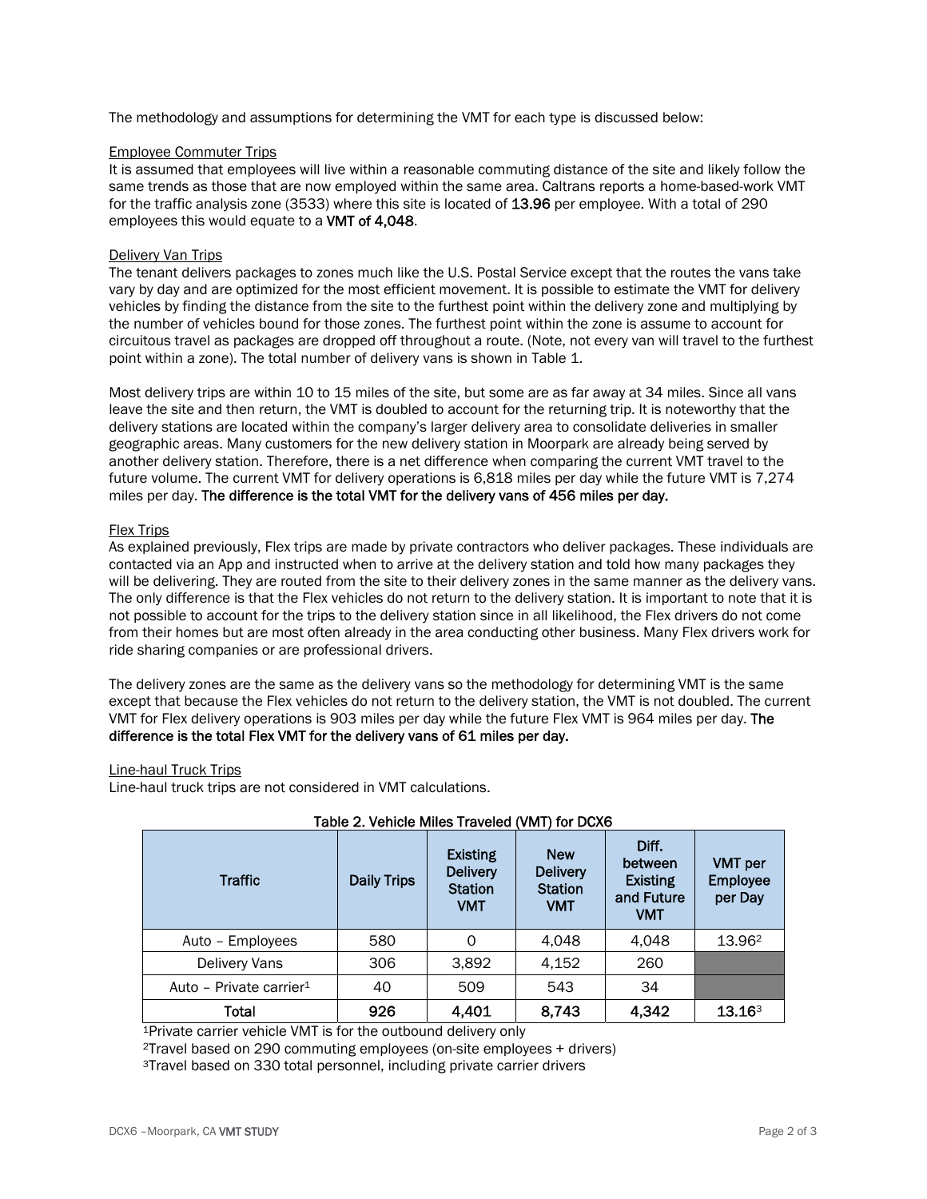The methodology and assumptions for determining the VMT for each type is discussed below:

Employee Commuter Trips

It is assumed that employees will live within a reasonable commuting distance of the site and likely follow the same trends as those that are now employed within the same area. Caltrans reports a home-based-work VMT for the traffic analysis zone (3533) where this site is located of **13.96** per employee. With a total of 290 employees this would equate to a **VMT of 4,048**.

Delivery Van Trips

The tenant delivers packages to zones much like the U.S. Postal Service except that the routes the vans take vary by day and are optimized for the most efficient movement. It is possible to estimate the VMT for delivery vehicles by finding the distance from the site to the furthest point within the delivery zone and multiplying by the number of vehicles bound for those zones. The furthest point within the zone is assume to account for circuitous travel as packages are dropped off throughout a route. (Note, not every van will travel to the furthest point within a zone). The total number of delivery vans is shown in Table 1.

Most delivery trips are within 10 to 15 miles of the site, but some are as far away at 34 miles. Since all vans leave the site and then return, the VMT is doubled to account for the returning trip. It is noteworthy that the delivery stations are located within the company's larger delivery area to consolidate deliveries in smaller geographic areas. Many customers for the new delivery station in Moorpark are already being served by another delivery station. Therefore, there is a net difference when comparing the current VMT travel to the future volume. The current VMT for delivery operations is 6,818 miles per day while the future VMT is 7,274 miles per day. **The difference is the total VMT for the delivery vans of 456 miles per day.**

Flex Trips

As explained previously, Flex trips are made by private contractors who deliver packages. These individuals are contacted via an App and instructed when to arrive at the delivery station and told how many packages they will be delivering. They are routed from the site to their delivery zones in the same manner as the delivery vans. The only difference is that the Flex vehicles do not return to the delivery station. It is important to note that it is not possible to account for the trips to the delivery station since in all likelihood, the Flex drivers do not come from their homes but are most often already in the area conducting other business. Many Flex drivers work for ride sharing companies or are professional drivers.

The delivery zones are the same as the delivery vans so the methodology for determining VMT is the same except that because the Flex vehicles do not return to the delivery station, the VMT is not doubled. The current VMT for Flex delivery operations is 903 miles per day while the future Flex VMT is 964 miles per day. **The difference is the total Flex VMT for the delivery vans of 61 miles per day.**

Line-haul Truck Trips

Line-haul truck trips are not considered in VMT calculations.

**Table 2. Vehicle Miles Traveled (VMT) for DCX6**

| Traffic | Daily Trips | Existing Delivery Station VMT | New Delivery Station VMT | Diff. between Existing and Future VMT | VMT per Employee per Day |
|---|---|---|---|---|---|
| Auto – Employees | 580 | 0 | 4,048 | 4,048 | 13.96[2] |
| Delivery Vans | 306 | 3,892 | 4,152 | 260 | |
| Auto – Private carrier[1] | 40 | 509 | 543 | 34 | |
| **Total** | **926** | **4,401** | **8,743** | **4,342** | **13.16[3]** |

[1]Private carrier vehicle VMT is for the outbound delivery only

[2]Travel based on 290 commuting employees (on-site employees + drivers)

[3]Travel based on 330 total personnel, including private carrier drivers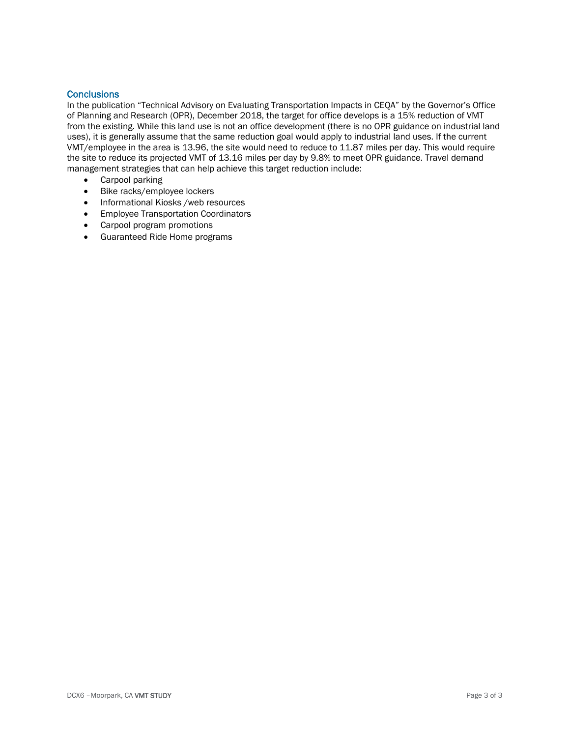## Conclusions

In the publication "Technical Advisory on Evaluating Transportation Impacts in CEQA" by the Governor's Office of Planning and Research (OPR), December 2018, the target for office develops is a 15% reduction of VMT from the existing. While this land use is not an office development (there is no OPR guidance on industrial land uses), it is generally assume that the same reduction goal would apply to industrial land uses. If the current VMT/employee in the area is 13.96, the site would need to reduce to 11.87 miles per day. This would require the site to reduce its projected VMT of 13.16 miles per day by 9.8% to meet OPR guidance. Travel demand management strategies that can help achieve this target reduction include:

- Carpool parking
- Bike racks/employee lockers
- Informational Kiosks /web resources
- Employee Transportation Coordinators
- Carpool program promotions
- Guaranteed Ride Home programs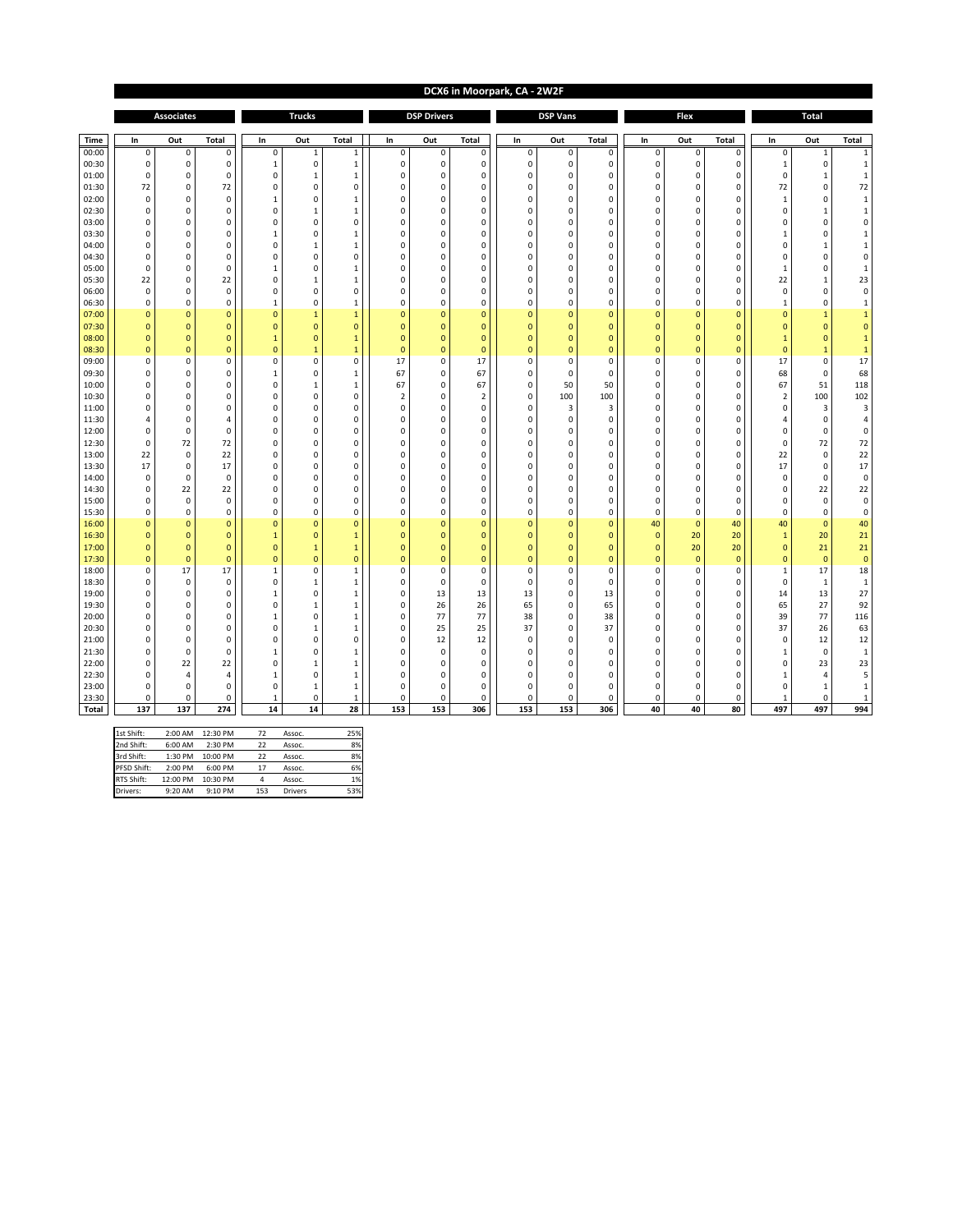# DCX6 in Moorpark, CA - 2W2F

| | Associates | | | Trucks | | | DSP Drivers | | | DSP Vans | | | Flex | | | Total | | |
|---|---|---|---|---|---|---|---|---|---|---|---|---|---|---|---|---|---|---|
| Time | In | Out | Total | In | Out | Total | In | Out | Total | In | Out | Total | In | Out | Total | In | Out | Total |
| 00:00 | 0 | 0 | 0 | 0 | 1 | 1 | 0 | 0 | 0 | 0 | 0 | 0 | 0 | 0 | 0 | 0 | 1 | 1 |
| 00:30 | 0 | 0 | 0 | 1 | 0 | 1 | 0 | 0 | 0 | 0 | 0 | 0 | 0 | 0 | 0 | 1 | 0 | 1 |
| 01:00 | 0 | 0 | 0 | 0 | 1 | 1 | 0 | 0 | 0 | 0 | 0 | 0 | 0 | 0 | 0 | 0 | 1 | 1 |
| 01:30 | 72 | 0 | 72 | 0 | 0 | 0 | 0 | 0 | 0 | 0 | 0 | 0 | 0 | 0 | 0 | 72 | 0 | 72 |
| 02:00 | 0 | 0 | 0 | 1 | 0 | 1 | 0 | 0 | 0 | 0 | 0 | 0 | 0 | 0 | 0 | 1 | 0 | 1 |
| 02:30 | 0 | 0 | 0 | 0 | 1 | 1 | 0 | 0 | 0 | 0 | 0 | 0 | 0 | 0 | 0 | 0 | 1 | 1 |
| 03:00 | 0 | 0 | 0 | 0 | 0 | 0 | 0 | 0 | 0 | 0 | 0 | 0 | 0 | 0 | 0 | 0 | 0 | 0 |
| 03:30 | 0 | 0 | 0 | 1 | 0 | 1 | 0 | 0 | 0 | 0 | 0 | 0 | 0 | 0 | 0 | 1 | 0 | 1 |
| 04:00 | 0 | 0 | 0 | 0 | 1 | 1 | 0 | 0 | 0 | 0 | 0 | 0 | 0 | 0 | 0 | 0 | 1 | 1 |
| 04:30 | 0 | 0 | 0 | 0 | 0 | 0 | 0 | 0 | 0 | 0 | 0 | 0 | 0 | 0 | 0 | 0 | 0 | 0 |
| 05:00 | 0 | 0 | 0 | 1 | 0 | 1 | 0 | 0 | 0 | 0 | 0 | 0 | 0 | 0 | 0 | 1 | 0 | 1 |
| 05:30 | 22 | 0 | 22 | 0 | 1 | 1 | 0 | 0 | 0 | 0 | 0 | 0 | 0 | 0 | 0 | 22 | 1 | 23 |
| 06:00 | 0 | 0 | 0 | 0 | 0 | 0 | 0 | 0 | 0 | 0 | 0 | 0 | 0 | 0 | 0 | 0 | 0 | 0 |
| 06:30 | 0 | 0 | 0 | 1 | 0 | 1 | 0 | 0 | 0 | 0 | 0 | 0 | 0 | 0 | 0 | 1 | 0 | 1 |
| 07:00 | 0 | 0 | 0 | 0 | 1 | 1 | 0 | 0 | 0 | 0 | 0 | 0 | 0 | 0 | 0 | 0 | 1 | 1 |
| 07:30 | 0 | 0 | 0 | 0 | 0 | 0 | 0 | 0 | 0 | 0 | 0 | 0 | 0 | 0 | 0 | 0 | 0 | 0 |
| 08:00 | 0 | 0 | 0 | 1 | 0 | 1 | 0 | 0 | 0 | 0 | 0 | 0 | 0 | 0 | 0 | 1 | 0 | 1 |
| 08:30 | 0 | 0 | 0 | 0 | 1 | 1 | 0 | 0 | 0 | 0 | 0 | 0 | 0 | 0 | 0 | 0 | 1 | 1 |
| 09:00 | 0 | 0 | 0 | 0 | 0 | 0 | 17 | 0 | 17 | 0 | 0 | 0 | 0 | 0 | 0 | 17 | 0 | 17 |
| 09:30 | 0 | 0 | 0 | 1 | 0 | 1 | 67 | 0 | 67 | 0 | 0 | 0 | 0 | 0 | 0 | 68 | 0 | 68 |
| 10:00 | 0 | 0 | 0 | 0 | 1 | 1 | 67 | 0 | 67 | 0 | 50 | 50 | 0 | 0 | 0 | 67 | 51 | 118 |
| 10:30 | 0 | 0 | 0 | 0 | 0 | 0 | 2 | 0 | 2 | 0 | 100 | 100 | 0 | 0 | 0 | 2 | 100 | 102 |
| 11:00 | 0 | 0 | 0 | 0 | 0 | 0 | 0 | 0 | 0 | 0 | 3 | 3 | 0 | 0 | 0 | 0 | 3 | 3 |
| 11:30 | 4 | 0 | 4 | 0 | 0 | 0 | 0 | 0 | 0 | 0 | 0 | 0 | 0 | 0 | 0 | 4 | 0 | 4 |
| 12:00 | 0 | 0 | 0 | 0 | 0 | 0 | 0 | 0 | 0 | 0 | 0 | 0 | 0 | 0 | 0 | 0 | 0 | 0 |
| 12:30 | 0 | 72 | 72 | 0 | 0 | 0 | 0 | 0 | 0 | 0 | 0 | 0 | 0 | 0 | 0 | 0 | 72 | 72 |
| 13:00 | 22 | 0 | 22 | 0 | 0 | 0 | 0 | 0 | 0 | 0 | 0 | 0 | 0 | 0 | 0 | 22 | 0 | 22 |
| 13:30 | 17 | 0 | 17 | 0 | 0 | 0 | 0 | 0 | 0 | 0 | 0 | 0 | 0 | 0 | 0 | 17 | 0 | 17 |
| 14:00 | 0 | 0 | 0 | 0 | 0 | 0 | 0 | 0 | 0 | 0 | 0 | 0 | 0 | 0 | 0 | 0 | 0 | 0 |
| 14:30 | 0 | 22 | 22 | 0 | 0 | 0 | 0 | 0 | 0 | 0 | 0 | 0 | 0 | 0 | 0 | 0 | 22 | 22 |
| 15:00 | 0 | 0 | 0 | 0 | 0 | 0 | 0 | 0 | 0 | 0 | 0 | 0 | 0 | 0 | 0 | 0 | 0 | 0 |
| 15:30 | 0 | 0 | 0 | 0 | 0 | 0 | 0 | 0 | 0 | 0 | 0 | 0 | 0 | 0 | 0 | 0 | 0 | 0 |
| 16:00 | 0 | 0 | 0 | 0 | 0 | 0 | 0 | 0 | 0 | 0 | 0 | 0 | 40 | 0 | 40 | 40 | 0 | 40 |
| 16:30 | 0 | 0 | 0 | 1 | 0 | 1 | 0 | 0 | 0 | 0 | 0 | 0 | 0 | 20 | 20 | 1 | 20 | 21 |
| 17:00 | 0 | 0 | 0 | 0 | 1 | 1 | 0 | 0 | 0 | 0 | 0 | 0 | 0 | 20 | 20 | 0 | 21 | 21 |
| 17:30 | 0 | 0 | 0 | 0 | 0 | 0 | 0 | 0 | 0 | 0 | 0 | 0 | 0 | 0 | 0 | 0 | 0 | 0 |
| 18:00 | 0 | 17 | 17 | 1 | 0 | 1 | 0 | 0 | 0 | 0 | 0 | 0 | 0 | 0 | 0 | 1 | 17 | 18 |
| 18:30 | 0 | 0 | 0 | 0 | 1 | 1 | 0 | 0 | 0 | 0 | 0 | 0 | 0 | 0 | 0 | 0 | 1 | 1 |
| 19:00 | 0 | 0 | 0 | 1 | 0 | 1 | 0 | 13 | 13 | 13 | 0 | 13 | 0 | 0 | 0 | 14 | 13 | 27 |
| 19:30 | 0 | 0 | 0 | 0 | 1 | 1 | 0 | 26 | 26 | 65 | 0 | 65 | 0 | 0 | 0 | 65 | 27 | 92 |
| 20:00 | 0 | 0 | 0 | 1 | 0 | 1 | 0 | 77 | 77 | 38 | 0 | 38 | 0 | 0 | 0 | 39 | 77 | 116 |
| 20:30 | 0 | 0 | 0 | 0 | 1 | 1 | 0 | 25 | 25 | 37 | 0 | 37 | 0 | 0 | 0 | 37 | 26 | 63 |
| 21:00 | 0 | 0 | 0 | 0 | 0 | 0 | 0 | 12 | 12 | 0 | 0 | 0 | 0 | 0 | 0 | 0 | 12 | 12 |
| 21:30 | 0 | 0 | 0 | 1 | 0 | 1 | 0 | 0 | 0 | 0 | 0 | 0 | 0 | 0 | 0 | 1 | 0 | 1 |
| 22:00 | 0 | 22 | 22 | 0 | 1 | 1 | 0 | 0 | 0 | 0 | 0 | 0 | 0 | 0 | 0 | 0 | 23 | 23 |
| 22:30 | 0 | 4 | 4 | 1 | 0 | 1 | 0 | 0 | 0 | 0 | 0 | 0 | 0 | 0 | 0 | 1 | 4 | 5 |
| 23:00 | 0 | 0 | 0 | 0 | 1 | 1 | 0 | 0 | 0 | 0 | 0 | 0 | 0 | 0 | 0 | 0 | 1 | 1 |
| 23:30 | 0 | 0 | 0 | 1 | 0 | 1 | 0 | 0 | 0 | 0 | 0 | 0 | 0 | 0 | 0 | 1 | 0 | 1 |
| **Total** | **137** | **137** | **274** | **14** | **14** | **28** | **153** | **153** | **306** | **153** | **153** | **306** | **40** | **40** | **80** | **497** | **497** | **994** |

| | | | | | |
|---|---|---|---|---|---|
| 1st Shift: | 2:00 AM | 12:30 PM | 72 | Assoc. | 25% |
| 2nd Shift: | 6:00 AM | 2:30 PM | 22 | Assoc. | 8% |
| 3rd Shift: | 1:30 PM | 10:00 PM | 22 | Assoc. | 8% |
| PFSD Shift: | 2:00 PM | 6:00 PM | 17 | Assoc. | 6% |
| RTS Shift: | 12:00 PM | 10:30 PM | 4 | Assoc. | 1% |
| Drivers: | 9:20 AM | 9:10 PM | 153 | Drivers | 53% |